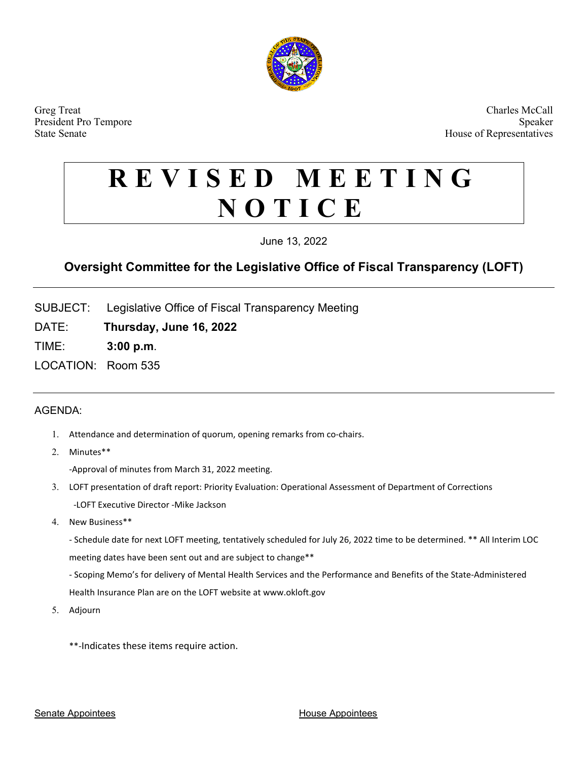Greg Treat
President Pro Tempore
State Senate

Charles McCall
Speaker
House of Representatives

# REVISED MEETING NOTICE

June 13, 2022

## Oversight Committee for the Legislative Office of Fiscal Transparency (LOFT)

---

SUBJECT: Legislative Office of Fiscal Transparency Meeting

DATE: **Thursday, June 16, 2022**

TIME: **3:00 p.m**.

LOCATION: Room 535

---

AGENDA:

1. Attendance and determination of quorum, opening remarks from co-chairs.
2. Minutes**

   -Approval of minutes from March 31, 2022 meeting.
3. LOFT presentation of draft report: Priority Evaluation: Operational Assessment of Department of Corrections

   -LOFT Executive Director -Mike Jackson
4. New Business**

   - Schedule date for next LOFT meeting, tentatively scheduled for July 26, 2022 time to be determined. ** All Interim LOC meeting dates have been sent out and are subject to change**

   - Scoping Memo's for delivery of Mental Health Services and the Performance and Benefits of the State-Administered Health Insurance Plan are on the LOFT website at www.okloft.gov
5. Adjourn

**-Indicates these items require action.

Senate Appointees

House Appointees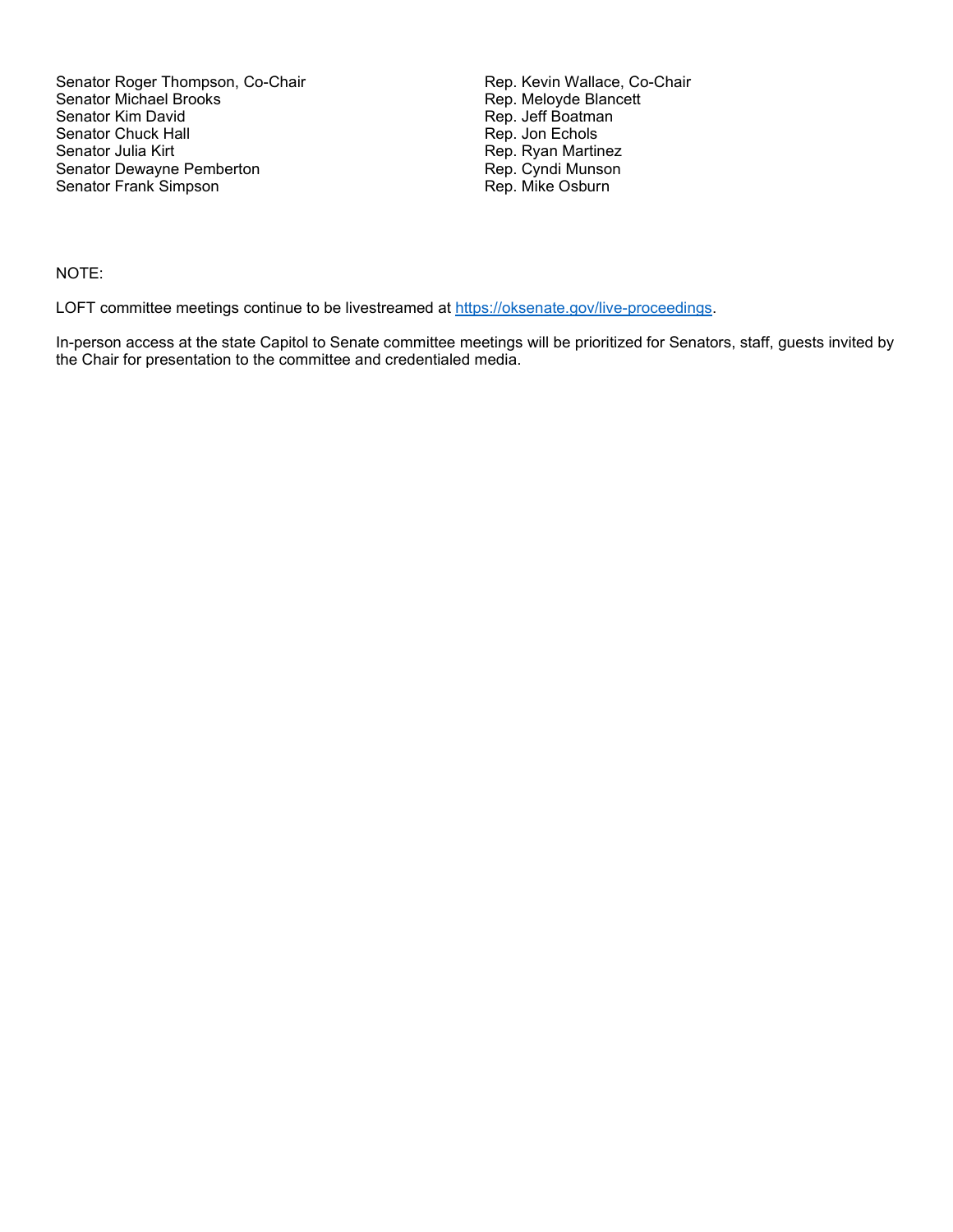Senator Roger Thompson, Co-Chair
Senator Michael Brooks
Senator Kim David
Senator Chuck Hall
Senator Julia Kirt
Senator Dewayne Pemberton
Senator Frank Simpson

Rep. Kevin Wallace, Co-Chair
Rep. Meloyde Blancett
Rep. Jeff Boatman
Rep. Jon Echols
Rep. Ryan Martinez
Rep. Cyndi Munson
Rep. Mike Osburn

NOTE:

LOFT committee meetings continue to be livestreamed at [https://oksenate.gov/live-proceedings](https://oksenate.gov/live-proceedings).

In-person access at the state Capitol to Senate committee meetings will be prioritized for Senators, staff, guests invited by the Chair for presentation to the committee and credentialed media.